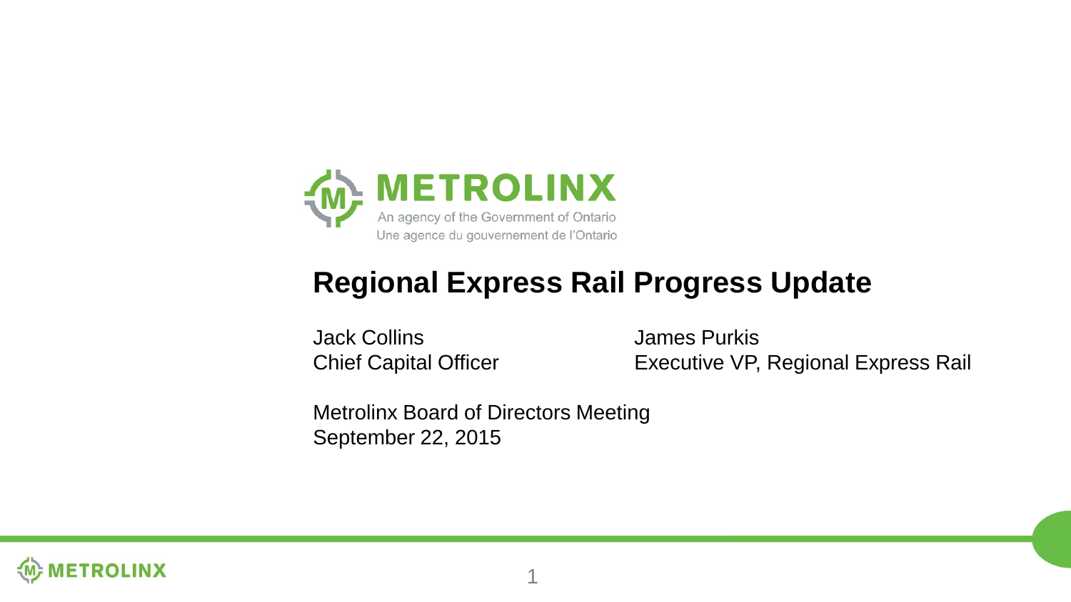METROLINX

An agency of the Government of Ontario
Une agence du gouvernement de l'Ontario

# Regional Express Rail Progress Update

Jack Collins
Chief Capital Officer

James Purkis
Executive VP, Regional Express Rail

Metrolinx Board of Directors Meeting
September 22, 2015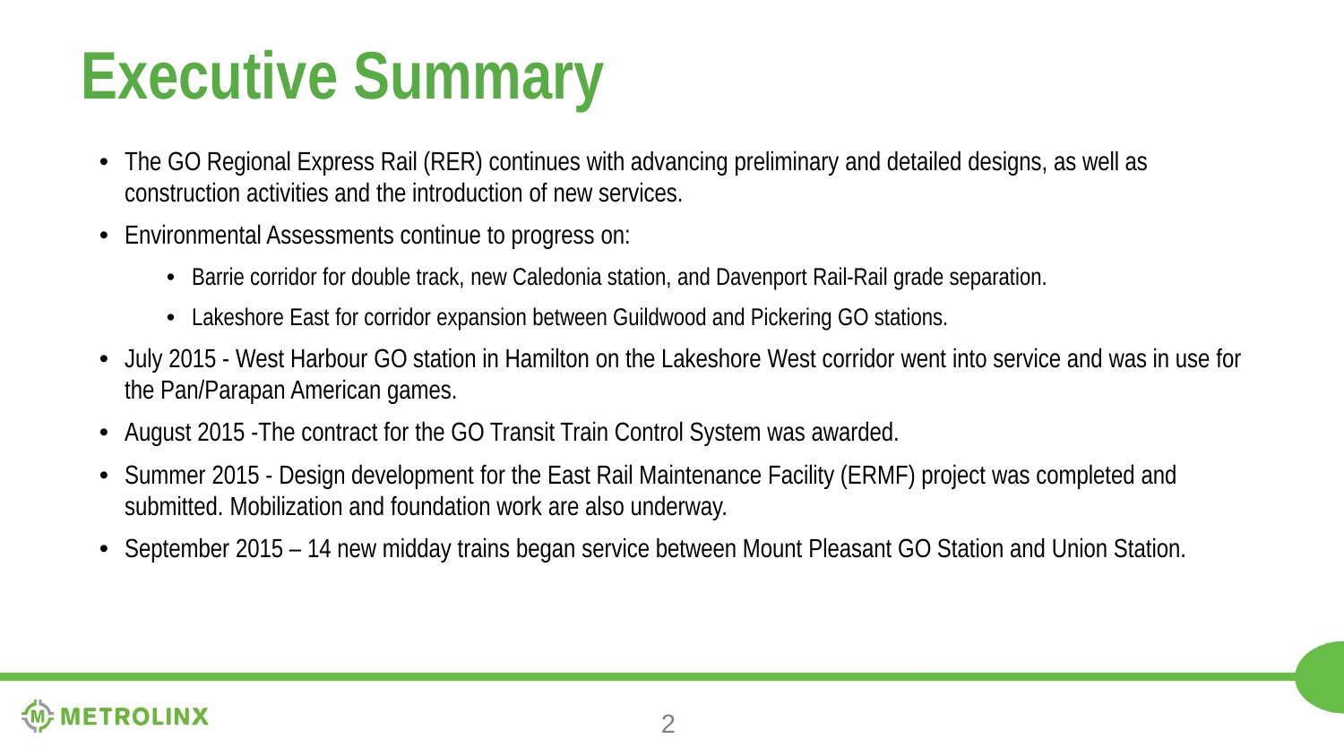# Executive Summary

- The GO Regional Express Rail (RER) continues with advancing preliminary and detailed designs, as well as construction activities and the introduction of new services.
- Environmental Assessments continue to progress on:
  - Barrie corridor for double track, new Caledonia station, and Davenport Rail-Rail grade separation.
  - Lakeshore East for corridor expansion between Guildwood and Pickering GO stations.
- July 2015 - West Harbour GO station in Hamilton on the Lakeshore West corridor went into service and was in use for the Pan/Parapan American games.
- August 2015 -The contract for the GO Transit Train Control System was awarded.
- Summer 2015 - Design development for the East Rail Maintenance Facility (ERMF) project was completed and submitted. Mobilization and foundation work are also underway.
- September 2015 – 14 new midday trains began service between Mount Pleasant GO Station and Union Station.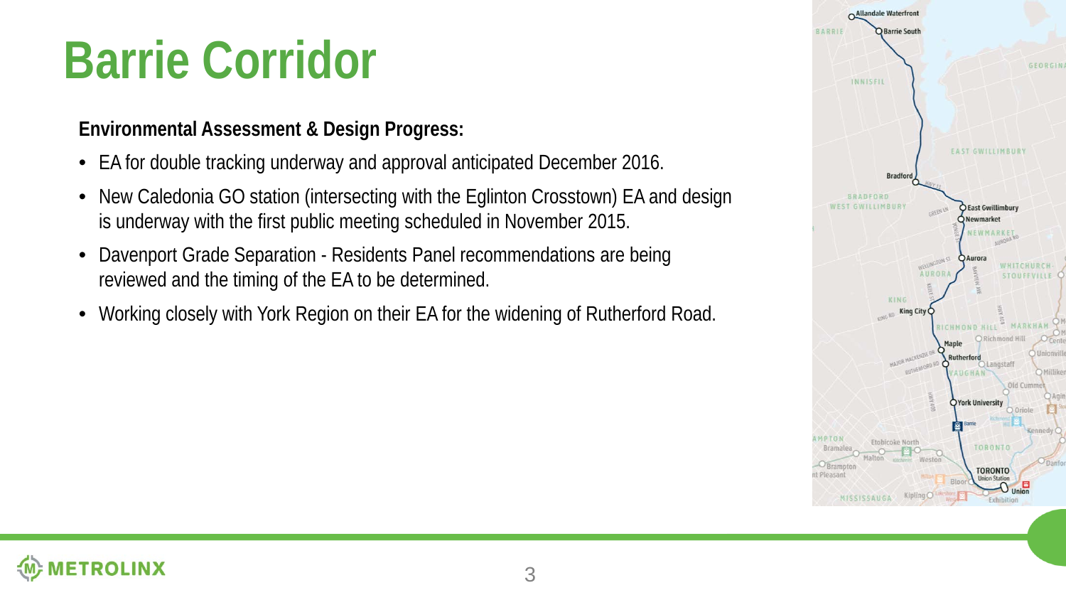# Barrie Corridor

**Environmental Assessment & Design Progress:**

- EA for double tracking underway and approval anticipated December 2016.
- New Caledonia GO station (intersecting with the Eglinton Crosstown) EA and design is underway with the first public meeting scheduled in November 2015.
- Davenport Grade Separation - Residents Panel recommendations are being reviewed and the timing of the EA to be determined.
- Working closely with York Region on their EA for the widening of Rutherford Road.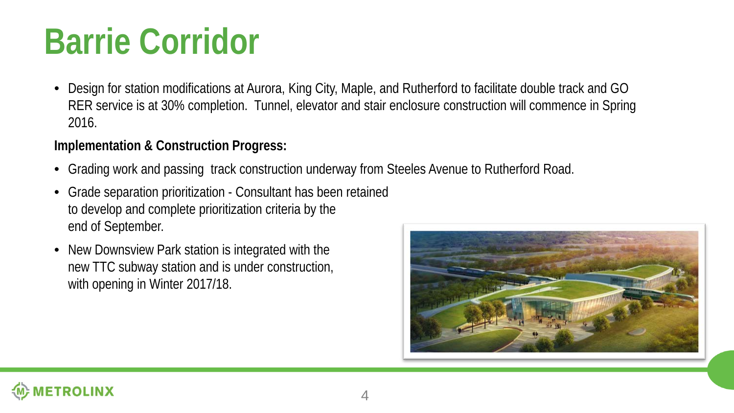# Barrie Corridor

- Design for station modifications at Aurora, King City, Maple, and Rutherford to facilitate double track and GO RER service is at 30% completion. Tunnel, elevator and stair enclosure construction will commence in Spring 2016.

**Implementation & Construction Progress:**

- Grading work and passing track construction underway from Steeles Avenue to Rutherford Road.
- Grade separation prioritization - Consultant has been retained to develop and complete prioritization criteria by the end of September.
- New Downsview Park station is integrated with the new TTC subway station and is under construction, with opening in Winter 2017/18.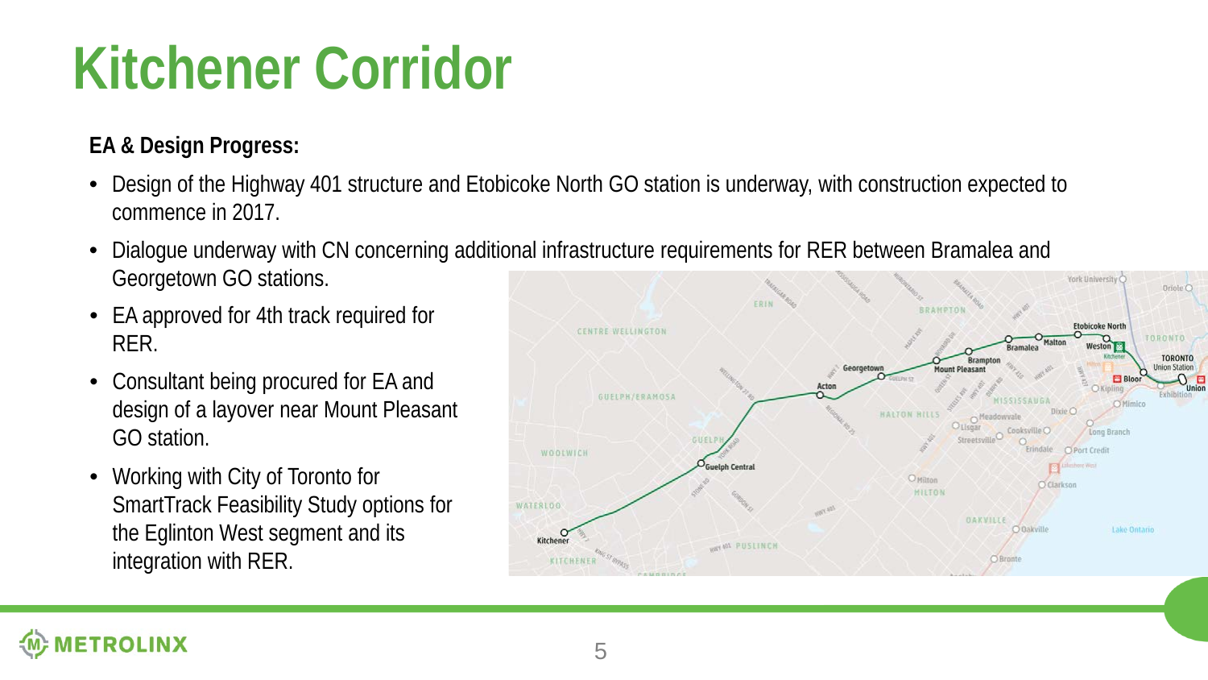# Kitchener Corridor

**EA & Design Progress:**

- Design of the Highway 401 structure and Etobicoke North GO station is underway, with construction expected to commence in 2017.
- Dialogue underway with CN concerning additional infrastructure requirements for RER between Bramalea and Georgetown GO stations.
- EA approved for 4th track required for RER.
- Consultant being procured for EA and design of a layover near Mount Pleasant GO station.
- Working with City of Toronto for SmartTrack Feasibility Study options for the Eglinton West segment and its integration with RER.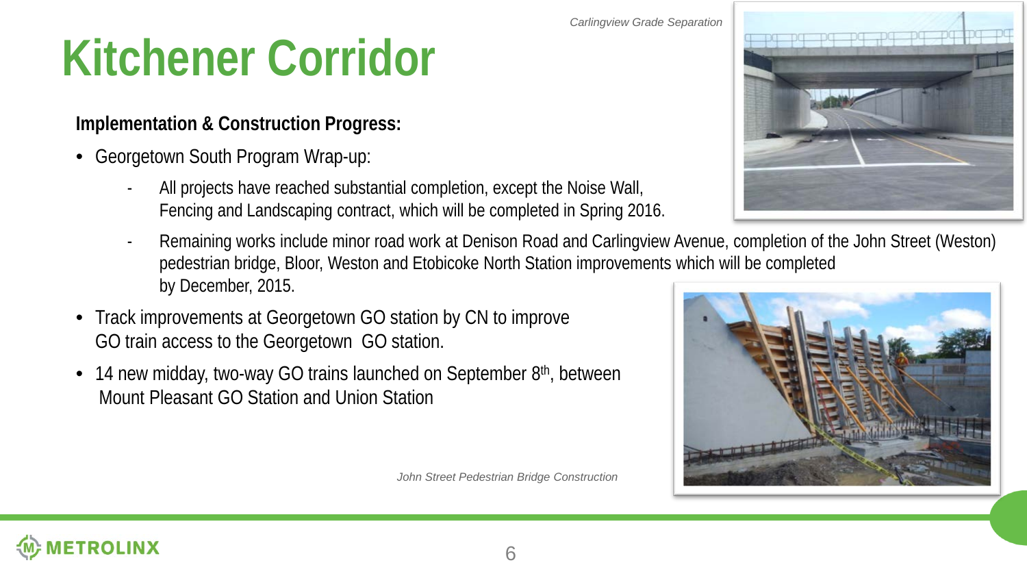# Kitchener Corridor

**Implementation & Construction Progress:**

- Georgetown South Program Wrap-up:
  - All projects have reached substantial completion, except the Noise Wall, Fencing and Landscaping contract, which will be completed in Spring 2016.
  - Remaining works include minor road work at Denison Road and Carlingview Avenue, completion of the John Street (Weston) pedestrian bridge, Bloor, Weston and Etobicoke North Station improvements which will be completed by December, 2015.
- Track improvements at Georgetown GO station by CN to improve GO train access to the Georgetown GO station.
- 14 new midday, two-way GO trains launched on September 8th, between Mount Pleasant GO Station and Union Station

*Carlingview Grade Separation*

*John Street Pedestrian Bridge Construction*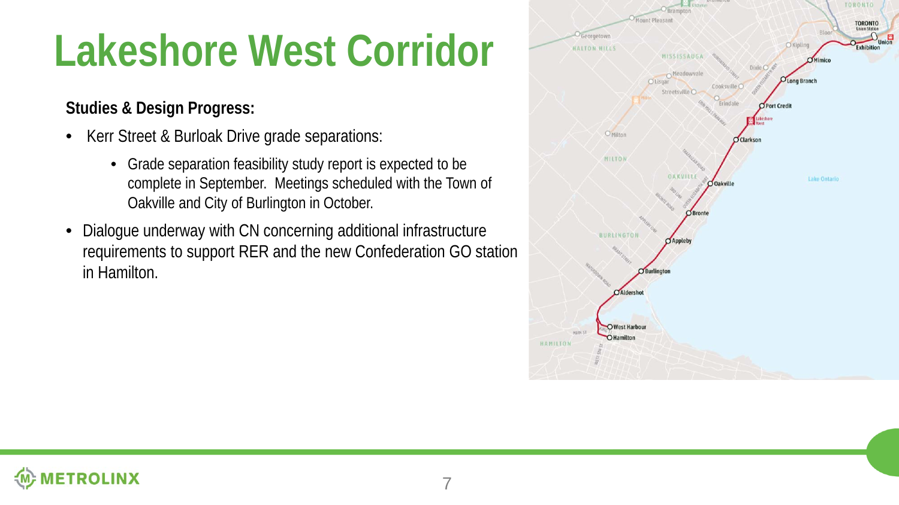# Lakeshore West Corridor

**Studies & Design Progress:**

- Kerr Street & Burloak Drive grade separations:
  - Grade separation feasibility study report is expected to be complete in September. Meetings scheduled with the Town of Oakville and City of Burlington in October.
- Dialogue underway with CN concerning additional infrastructure requirements to support RER and the new Confederation GO station in Hamilton.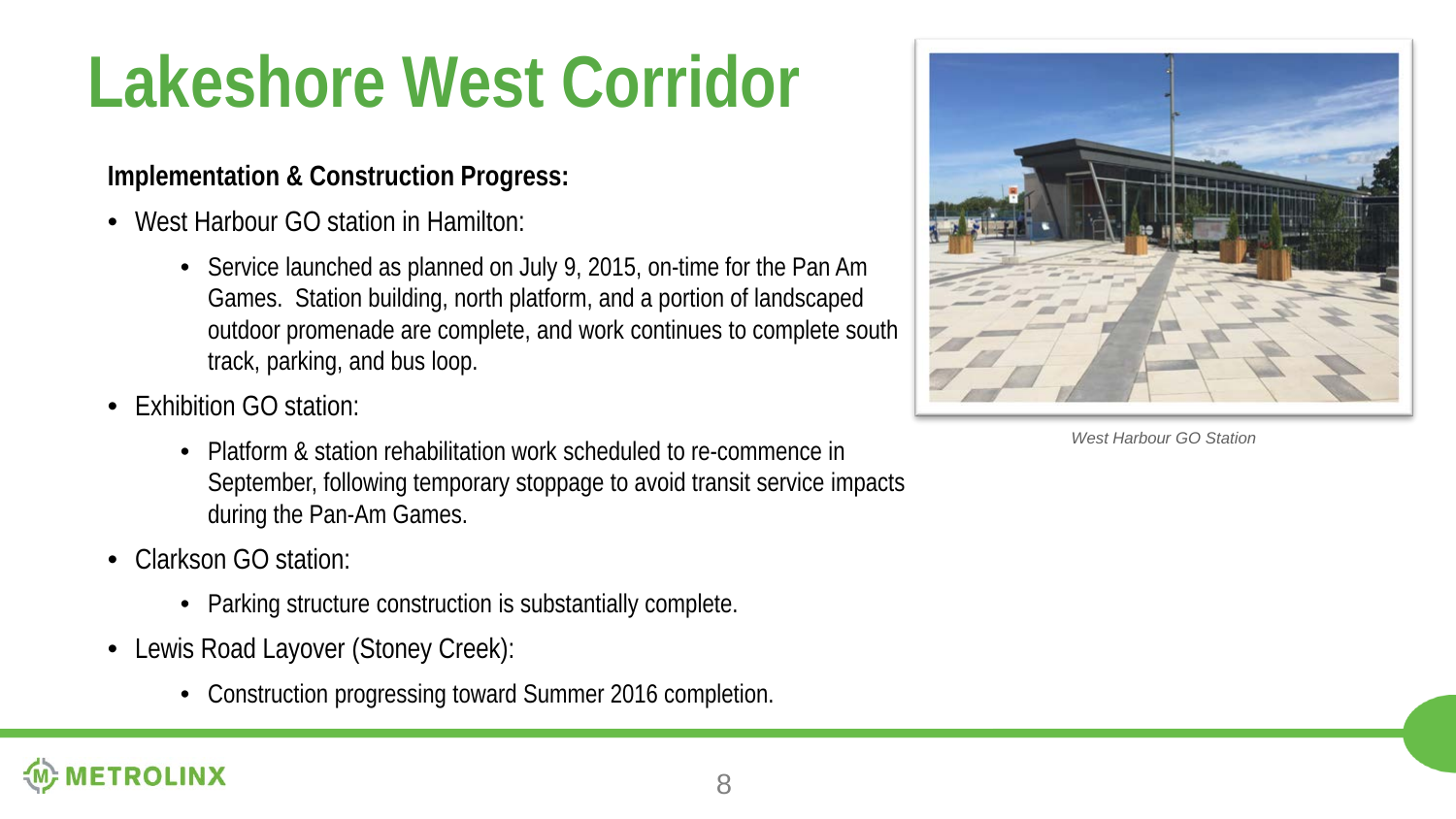# Lakeshore West Corridor

**Implementation & Construction Progress:**

- West Harbour GO station in Hamilton:
  - Service launched as planned on July 9, 2015, on-time for the Pan Am Games. Station building, north platform, and a portion of landscaped outdoor promenade are complete, and work continues to complete south track, parking, and bus loop.
- Exhibition GO station:
  - Platform & station rehabilitation work scheduled to re-commence in September, following temporary stoppage to avoid transit service impacts during the Pan-Am Games.
- Clarkson GO station:
  - Parking structure construction is substantially complete.
- Lewis Road Layover (Stoney Creek):
  - Construction progressing toward Summer 2016 completion.

*West Harbour GO Station*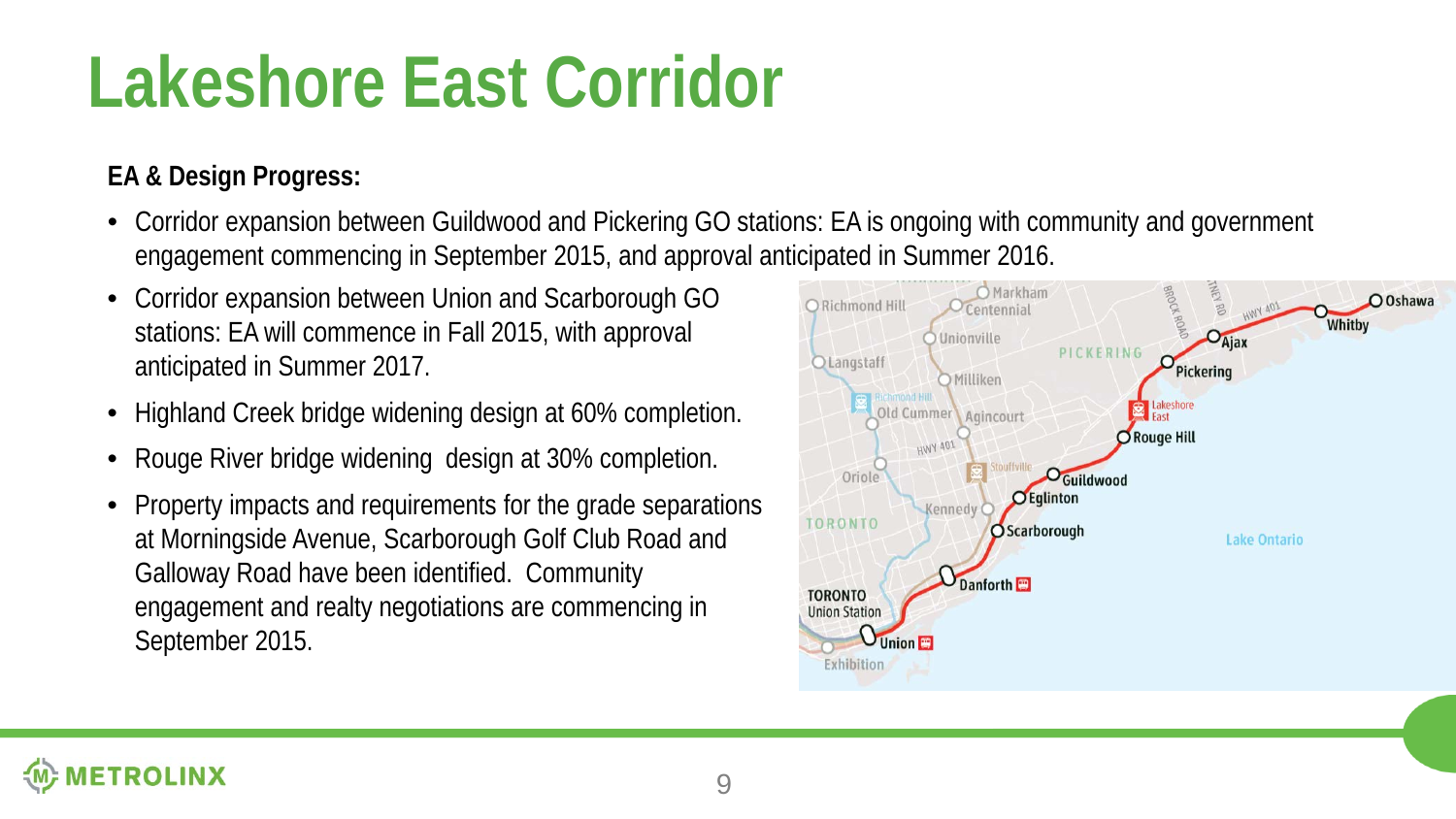# Lakeshore East Corridor

**EA & Design Progress:**

- Corridor expansion between Guildwood and Pickering GO stations: EA is ongoing with community and government engagement commencing in September 2015, and approval anticipated in Summer 2016.
- Corridor expansion between Union and Scarborough GO stations: EA will commence in Fall 2015, with approval anticipated in Summer 2017.
- Highland Creek bridge widening design at 60% completion.
- Rouge River bridge widening design at 30% completion.
- Property impacts and requirements for the grade separations at Morningside Avenue, Scarborough Golf Club Road and Galloway Road have been identified. Community engagement and realty negotiations are commencing in September 2015.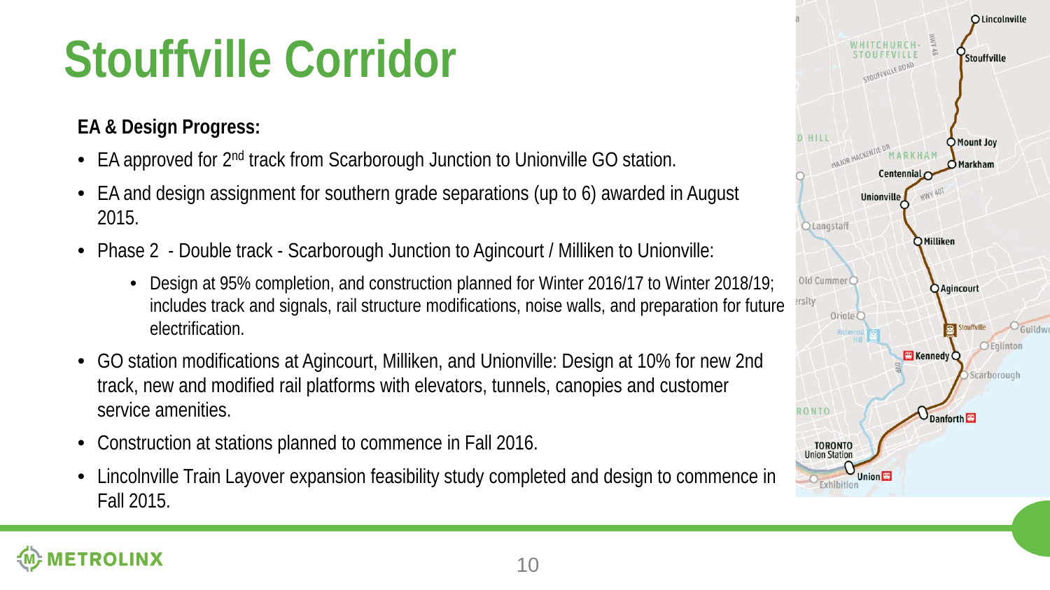# Stouffville Corridor

**EA & Design Progress:**

- EA approved for 2nd track from Scarborough Junction to Unionville GO station.
- EA and design assignment for southern grade separations (up to 6) awarded in August 2015.
- Phase 2 - Double track - Scarborough Junction to Agincourt / Milliken to Unionville:
    - Design at 95% completion, and construction planned for Winter 2016/17 to Winter 2018/19; includes track and signals, rail structure modifications, noise walls, and preparation for future electrification.
- GO station modifications at Agincourt, Milliken, and Unionville: Design at 10% for new 2nd track, new and modified rail platforms with elevators, tunnels, canopies and customer service amenities.
- Construction at stations planned to commence in Fall 2016.
- Lincolnville Train Layover expansion feasibility study completed and design to commence in Fall 2015.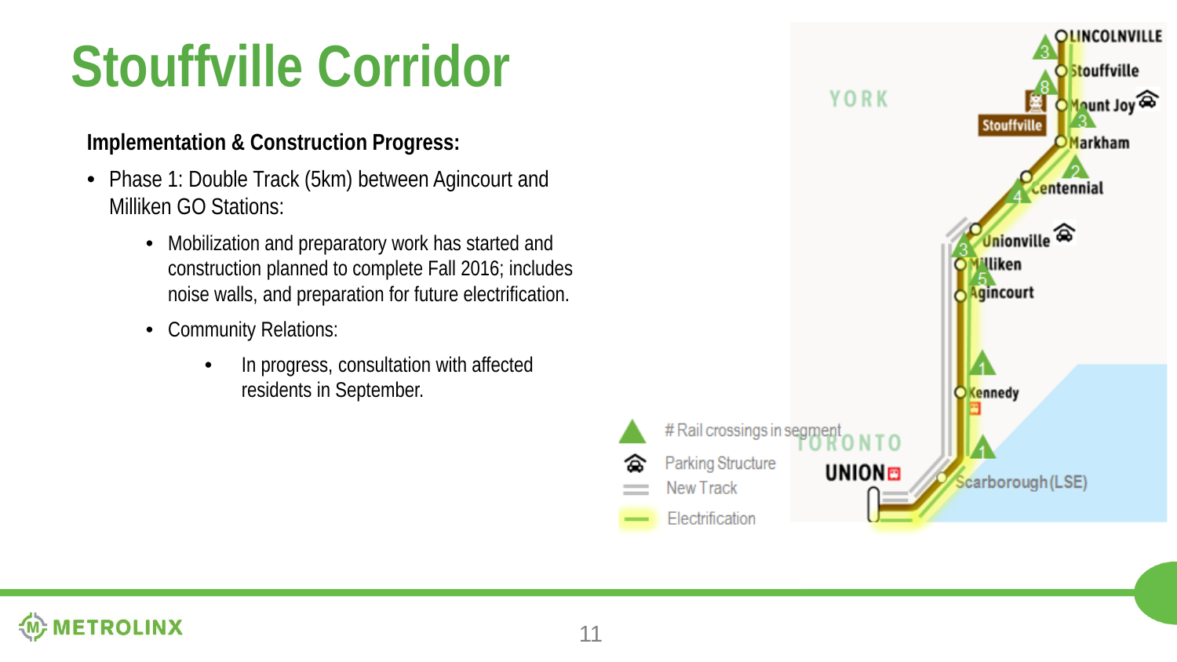# Stouffville Corridor

**Implementation & Construction Progress:**

- Phase 1: Double Track (5km) between Agincourt and Milliken GO Stations:
  - Mobilization and preparatory work has started and construction planned to complete Fall 2016; includes noise walls, and preparation for future electrification.
  - Community Relations:
    - In progress, consultation with affected residents in September.

YORK

TORONTO

LINCOLNVILLE
Stouffville
Mount Joy
Markham
Centennial
Unionville
Milliken
Agincourt
Kennedy
Scarborough (LSE)
UNION

Stouffville

- # Rail crossings in segment
- Parking Structure
- New Track
- Electrification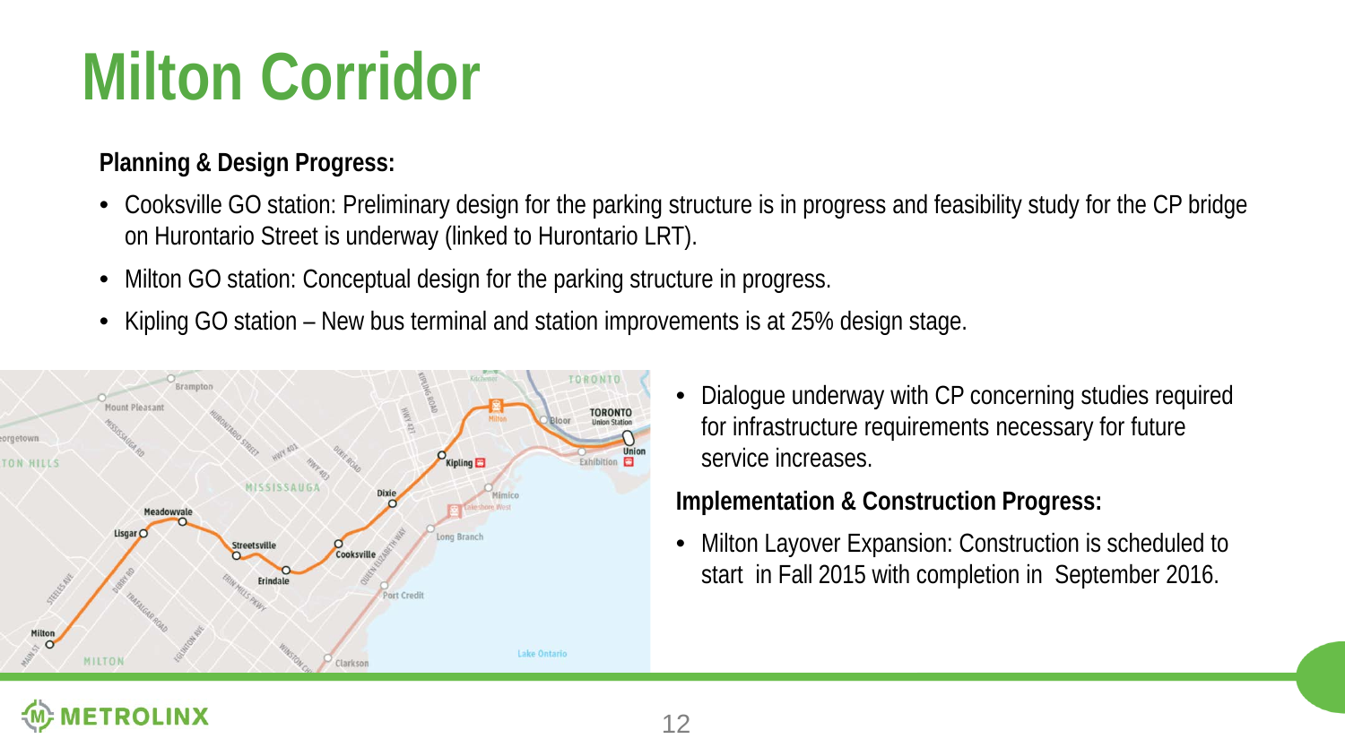# Milton Corridor

**Planning & Design Progress:**

- Cooksville GO station: Preliminary design for the parking structure is in progress and feasibility study for the CP bridge on Hurontario Street is underway (linked to Hurontario LRT).
- Milton GO station: Conceptual design for the parking structure in progress.
- Kipling GO station – New bus terminal and station improvements is at 25% design stage.
- Dialogue underway with CP concerning studies required for infrastructure requirements necessary for future service increases.

**Implementation & Construction Progress:**

- Milton Layover Expansion: Construction is scheduled to start in Fall 2015 with completion in September 2016.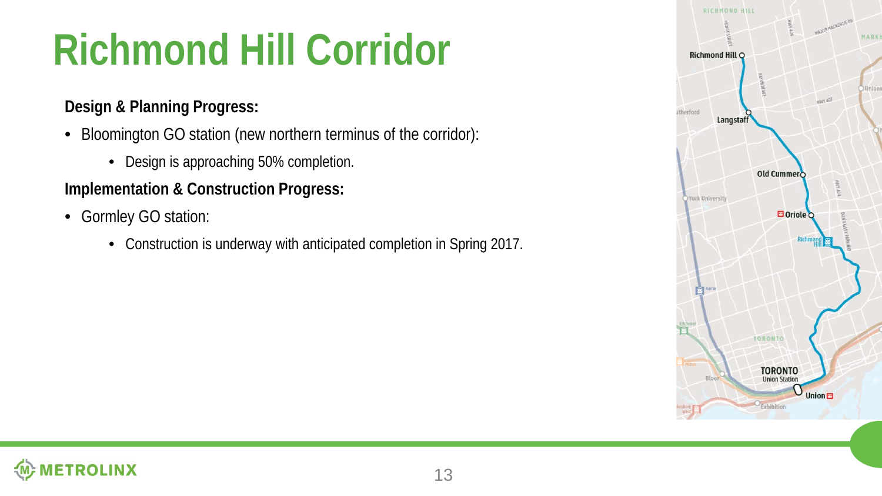# Richmond Hill Corridor

**Design & Planning Progress:**

- Bloomington GO station (new northern terminus of the corridor):
  - Design is approaching 50% completion.

**Implementation & Construction Progress:**

- Gormley GO station:
  - Construction is underway with anticipated completion in Spring 2017.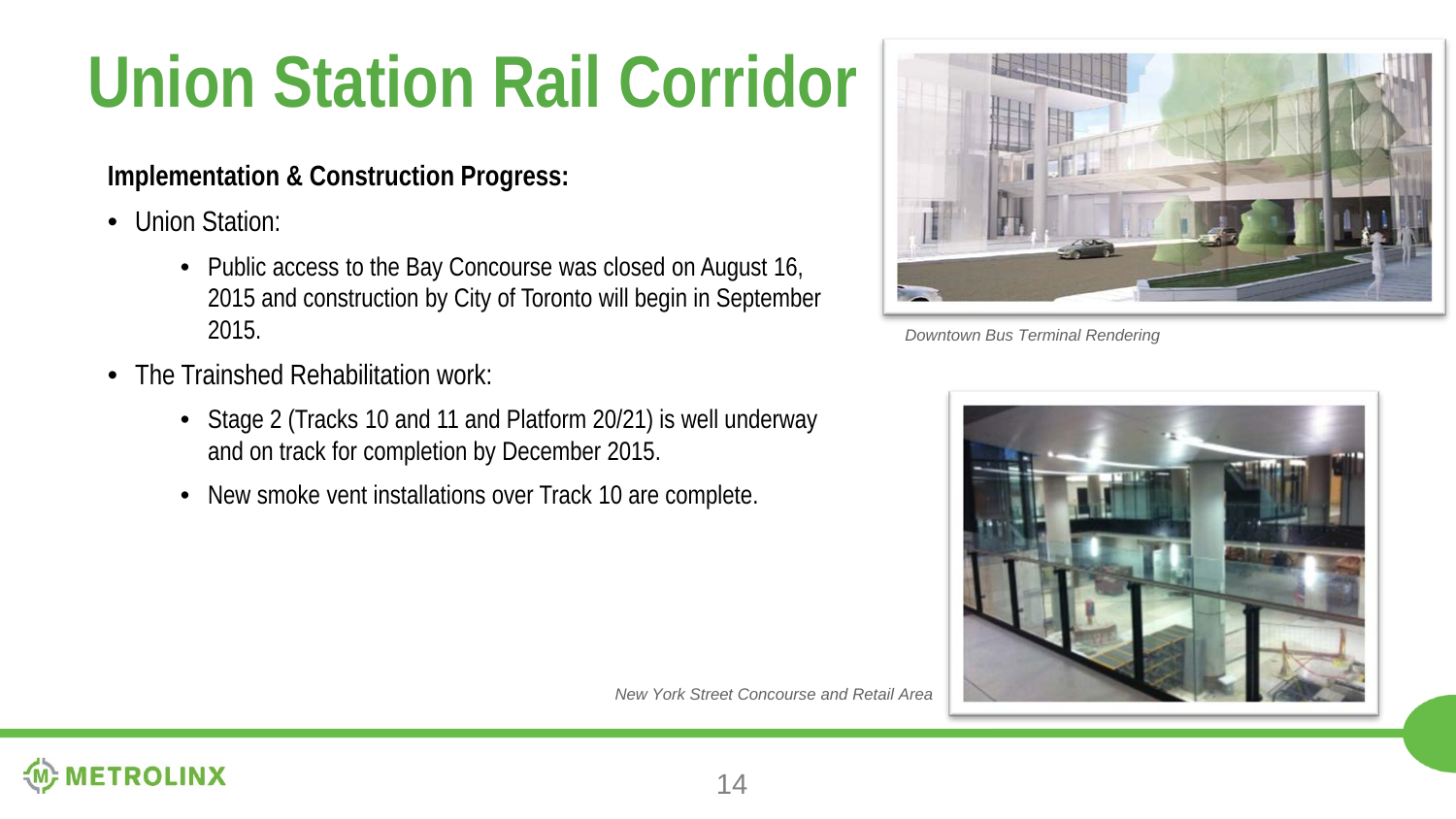# Union Station Rail Corridor

**Implementation & Construction Progress:**

- Union Station:
  - Public access to the Bay Concourse was closed on August 16, 2015 and construction by City of Toronto will begin in September 2015.
- The Trainshed Rehabilitation work:
  - Stage 2 (Tracks 10 and 11 and Platform 20/21) is well underway and on track for completion by December 2015.
  - New smoke vent installations over Track 10 are complete.

*Downtown Bus Terminal Rendering*

*New York Street Concourse and Retail Area*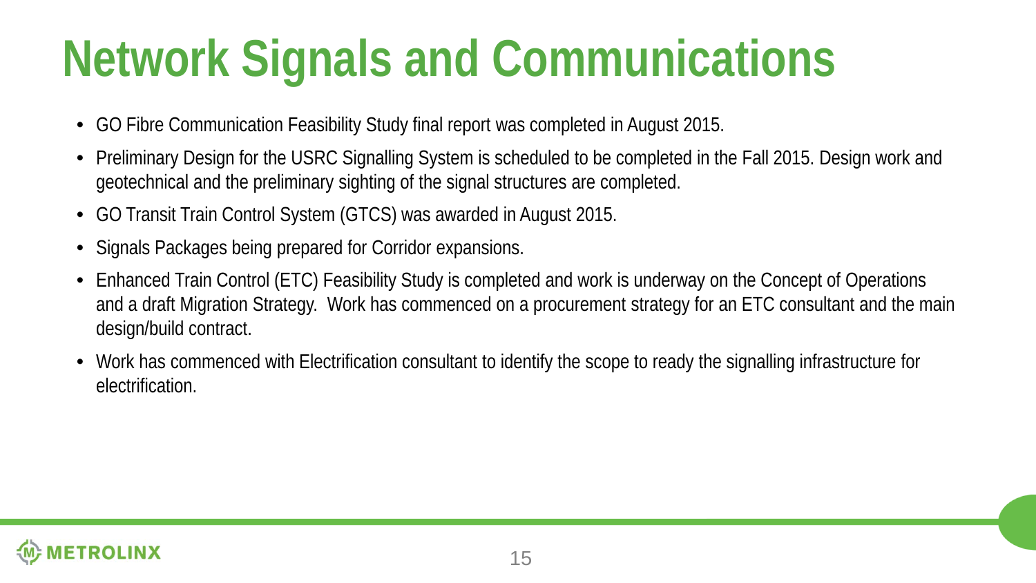# Network Signals and Communications

- GO Fibre Communication Feasibility Study final report was completed in August 2015.
- Preliminary Design for the USRC Signalling System is scheduled to be completed in the Fall 2015. Design work and geotechnical and the preliminary sighting of the signal structures are completed.
- GO Transit Train Control System (GTCS) was awarded in August 2015.
- Signals Packages being prepared for Corridor expansions.
- Enhanced Train Control (ETC) Feasibility Study is completed and work is underway on the Concept of Operations and a draft Migration Strategy. Work has commenced on a procurement strategy for an ETC consultant and the main design/build contract.
- Work has commenced with Electrification consultant to identify the scope to ready the signalling infrastructure for electrification.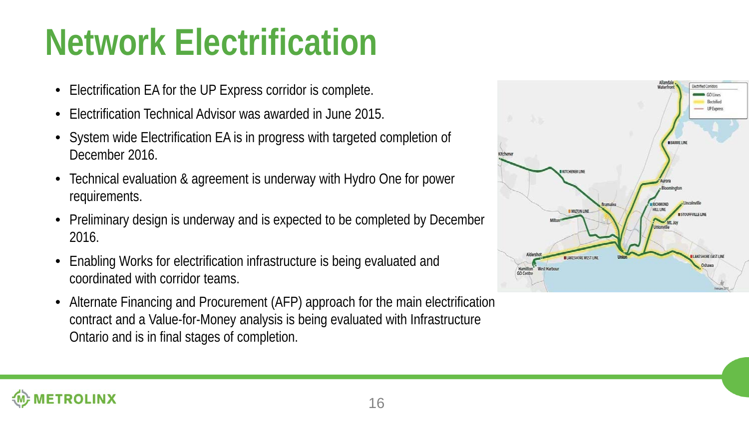# Network Electrification

- Electrification EA for the UP Express corridor is complete.
- Electrification Technical Advisor was awarded in June 2015.
- System wide Electrification EA is in progress with targeted completion of December 2016.
- Technical evaluation & agreement is underway with Hydro One for power requirements.
- Preliminary design is underway and is expected to be completed by December 2016.
- Enabling Works for electrification infrastructure is being evaluated and coordinated with corridor teams.
- Alternate Financing and Procurement (AFP) approach for the main electrification contract and a Value-for-Money analysis is being evaluated with Infrastructure Ontario and is in final stages of completion.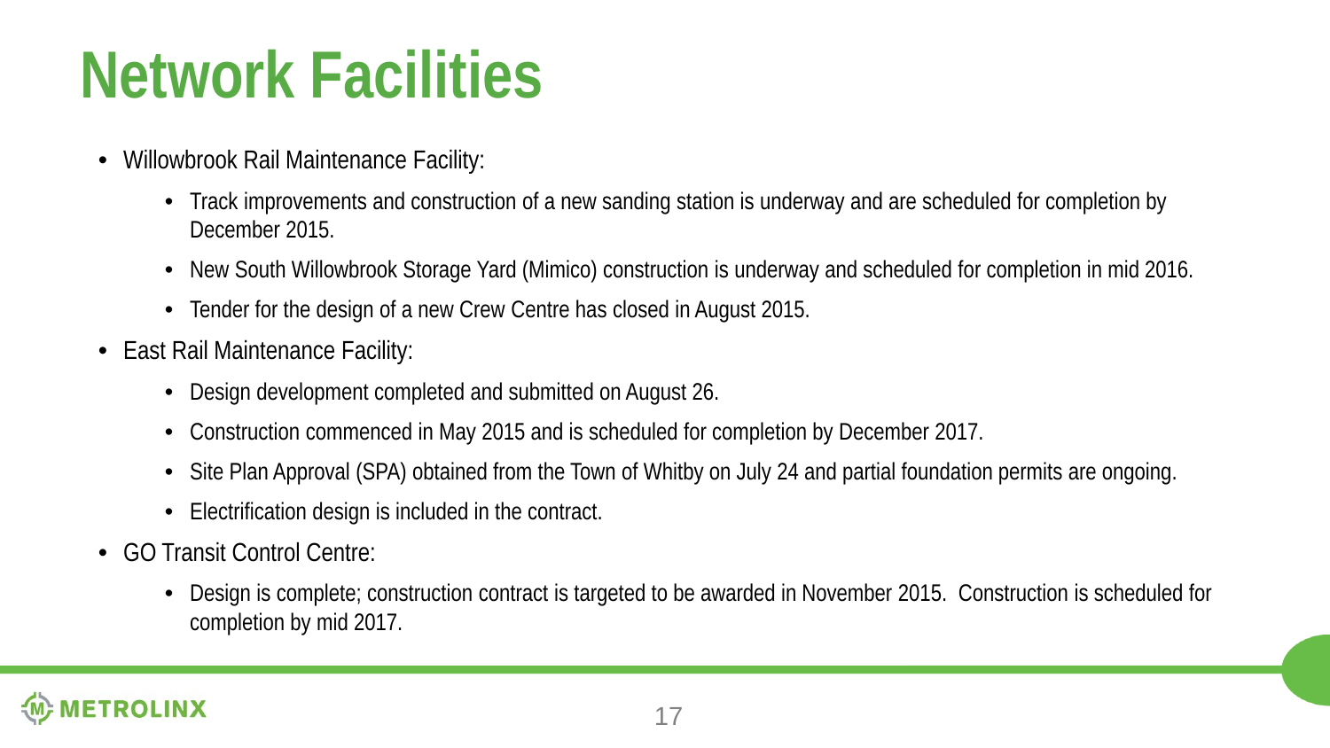# Network Facilities

- Willowbrook Rail Maintenance Facility:
  - Track improvements and construction of a new sanding station is underway and are scheduled for completion by December 2015.
  - New South Willowbrook Storage Yard (Mimico) construction is underway and scheduled for completion in mid 2016.
  - Tender for the design of a new Crew Centre has closed in August 2015.
- East Rail Maintenance Facility:
  - Design development completed and submitted on August 26.
  - Construction commenced in May 2015 and is scheduled for completion by December 2017.
  - Site Plan Approval (SPA) obtained from the Town of Whitby on July 24 and partial foundation permits are ongoing.
  - Electrification design is included in the contract.
- GO Transit Control Centre:
  - Design is complete; construction contract is targeted to be awarded in November 2015. Construction is scheduled for completion by mid 2017.